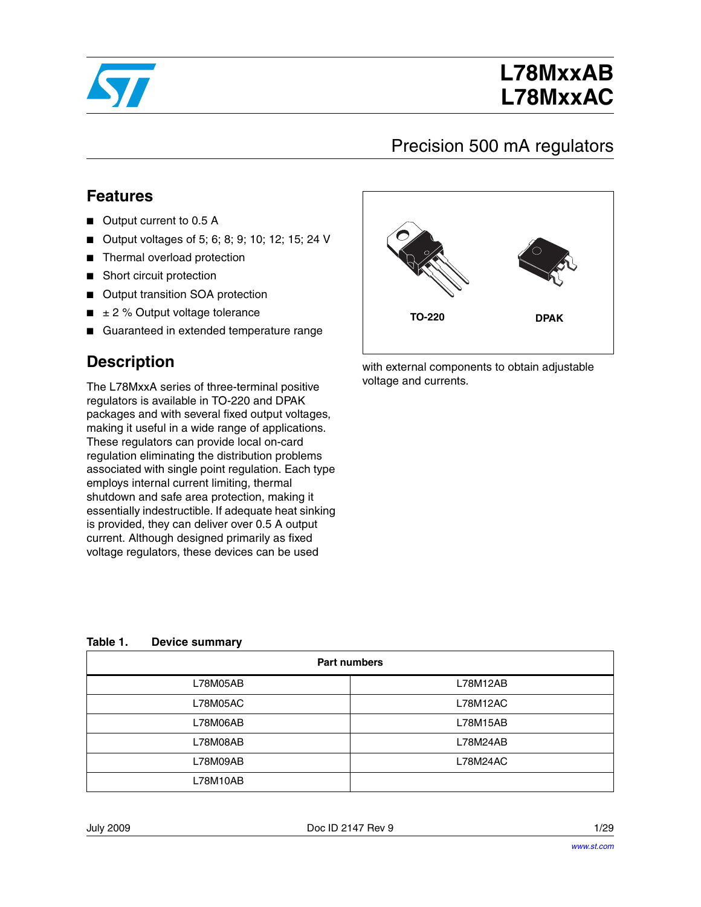# L78MxxAB
# L78MxxAC

## Precision 500 mA regulators

## Features

- Output current to 0.5 A
- Output voltages of 5; 6; 8; 9; 10; 12; 15; 24 V
- Thermal overload protection
- Short circuit protection
- Output transition SOA protection
- ± 2 % Output voltage tolerance
- Guaranteed in extended temperature range

TO-220 DPAK

## Description

The L78MxxA series of three-terminal positive regulators is available in TO-220 and DPAK packages and with several fixed output voltages, making it useful in a wide range of applications. These regulators can provide local on-card regulation eliminating the distribution problems associated with single point regulation. Each type employs internal current limiting, thermal shutdown and safe area protection, making it essentially indestructible. If adequate heat sinking is provided, they can deliver over 0.5 A output current. Although designed primarily as fixed voltage regulators, these devices can be used with external components to obtain adjustable voltage and currents.

**Table 1. Device summary**

| Part numbers | |
|---|---|
| L78M05AB | L78M12AB |
| L78M05AC | L78M12AC |
| L78M06AB | L78M15AB |
| L78M08AB | L78M24AB |
| L78M09AB | L78M24AC |
| L78M10AB | |

July 2009 Doc ID 2147 Rev 9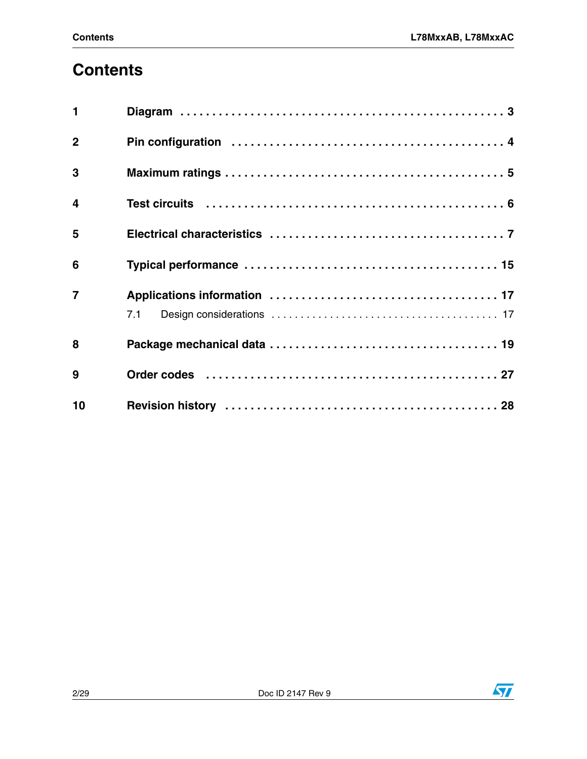# Contents

| | | |
|---|---|---|
| 1 | Diagram | 3 |
| 2 | Pin configuration | 4 |
| 3 | Maximum ratings | 5 |
| 4 | Test circuits | 6 |
| 5 | Electrical characteristics | 7 |
| 6 | Typical performance | 15 |
| 7 | Applications information | 17 |
| | 7.1 Design considerations | 17 |
| 8 | Package mechanical data | 19 |
| 9 | Order codes | 27 |
| 10 | Revision history | 28 |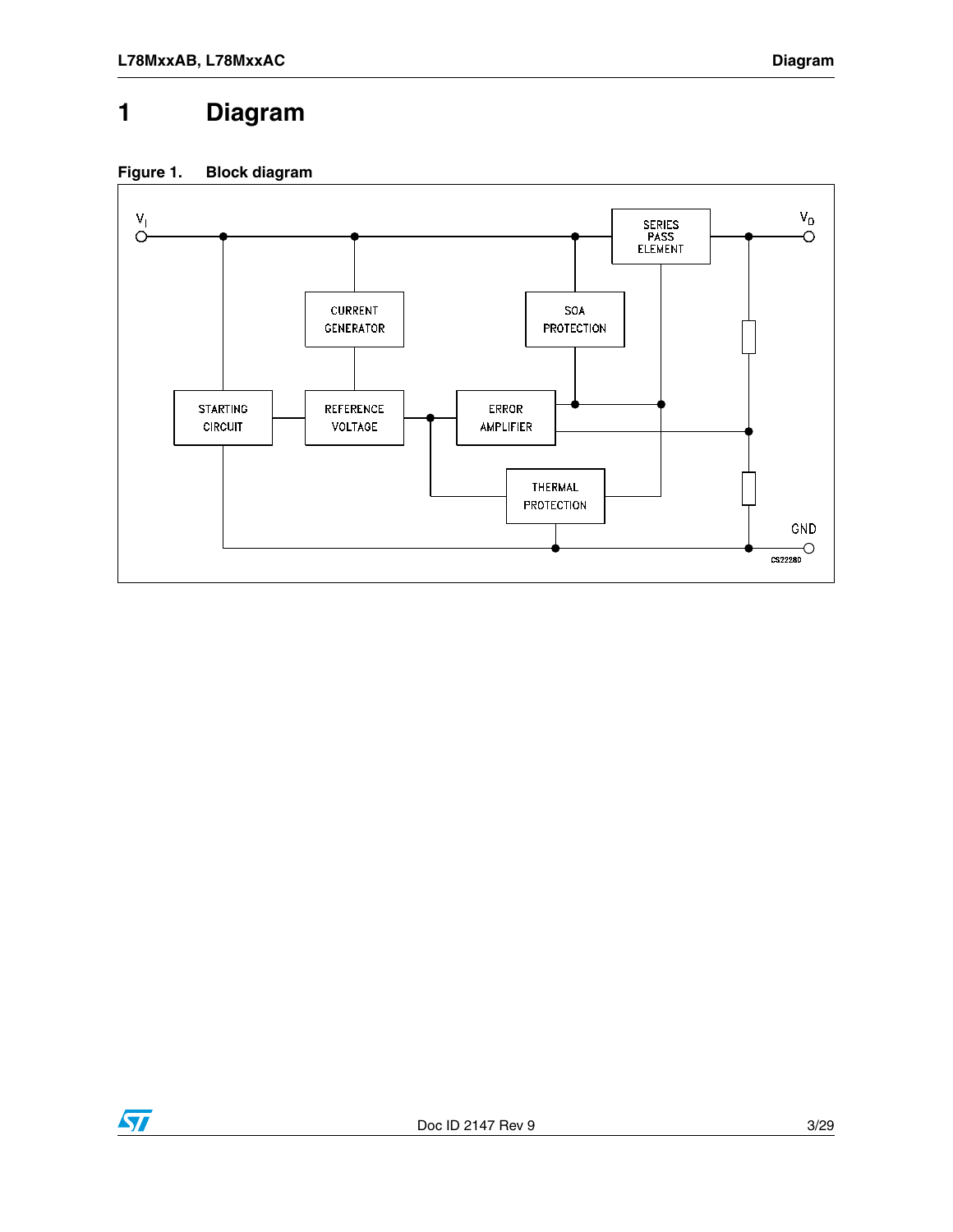# 1 Diagram

**Figure 1. Block diagram**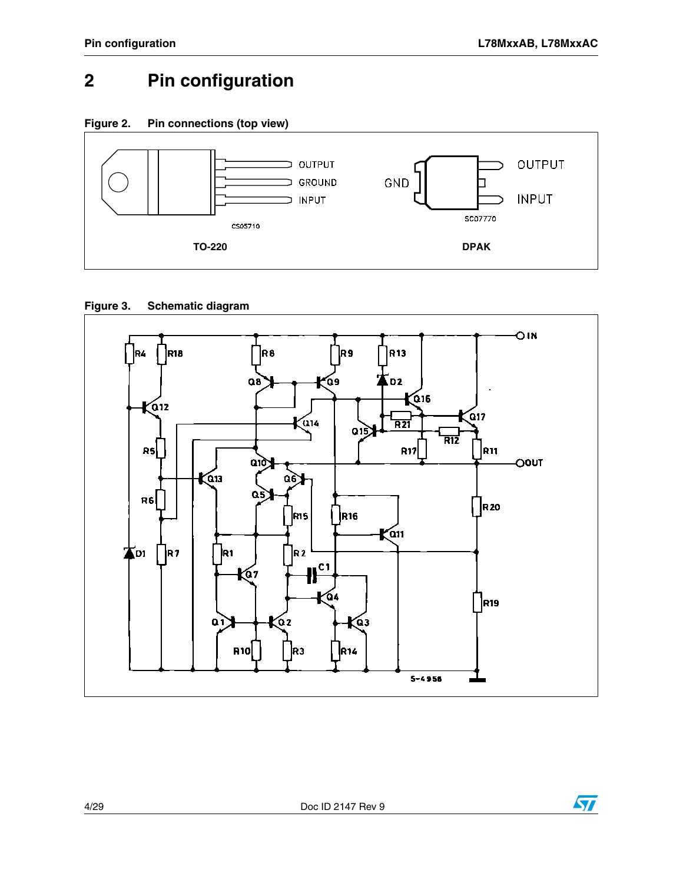# 2 Pin configuration

**Figure 2. Pin connections (top view)**

OUTPUT
GROUND
INPUT

CS05710

TO-220

GND

OUTPUT

INPUT

SC07770

DPAK

**Figure 3. Schematic diagram**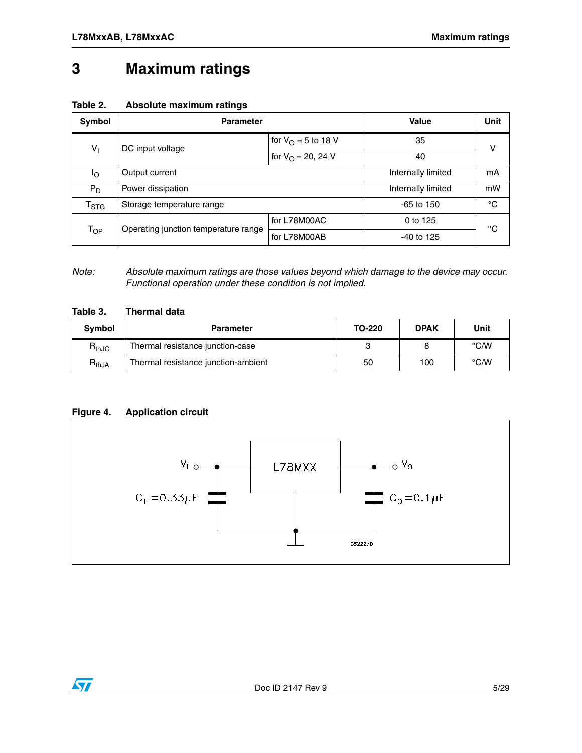# 3 Maximum ratings

**Table 2. Absolute maximum ratings**

| Symbol | Parameter | | Value | Unit |
|---|---|---|---|---|
| $V_I$ | DC input voltage | for $V_O$ = 5 to 18 V | 35 | V |
| | | for $V_O$ = 20, 24 V | 40 | |
| $I_O$ | Output current | | Internally limited | mA |
| $P_D$ | Power dissipation | | Internally limited | mW |
| $T_{STG}$ | Storage temperature range | | -65 to 150 | °C |
| $T_{OP}$ | Operating junction temperature range | for L78M00AC | 0 to 125 | °C |
| | | for L78M00AB | -40 to 125 | |

*Note: Absolute maximum ratings are those values beyond which damage to the device may occur. Functional operation under these condition is not implied.*

**Table 3. Thermal data**

| Symbol | Parameter | TO-220 | DPAK | Unit |
|---|---|---|---|---|
| $R_{thJC}$ | Thermal resistance junction-case | 3 | 8 | °C/W |
| $R_{thJA}$ | Thermal resistance junction-ambient | 50 | 100 | °C/W |

**Figure 4. Application circuit**

L78MXX

$V_I$ $V_O$

$C_I = 0.33\mu F$ $C_O = 0.1\mu F$

CS22270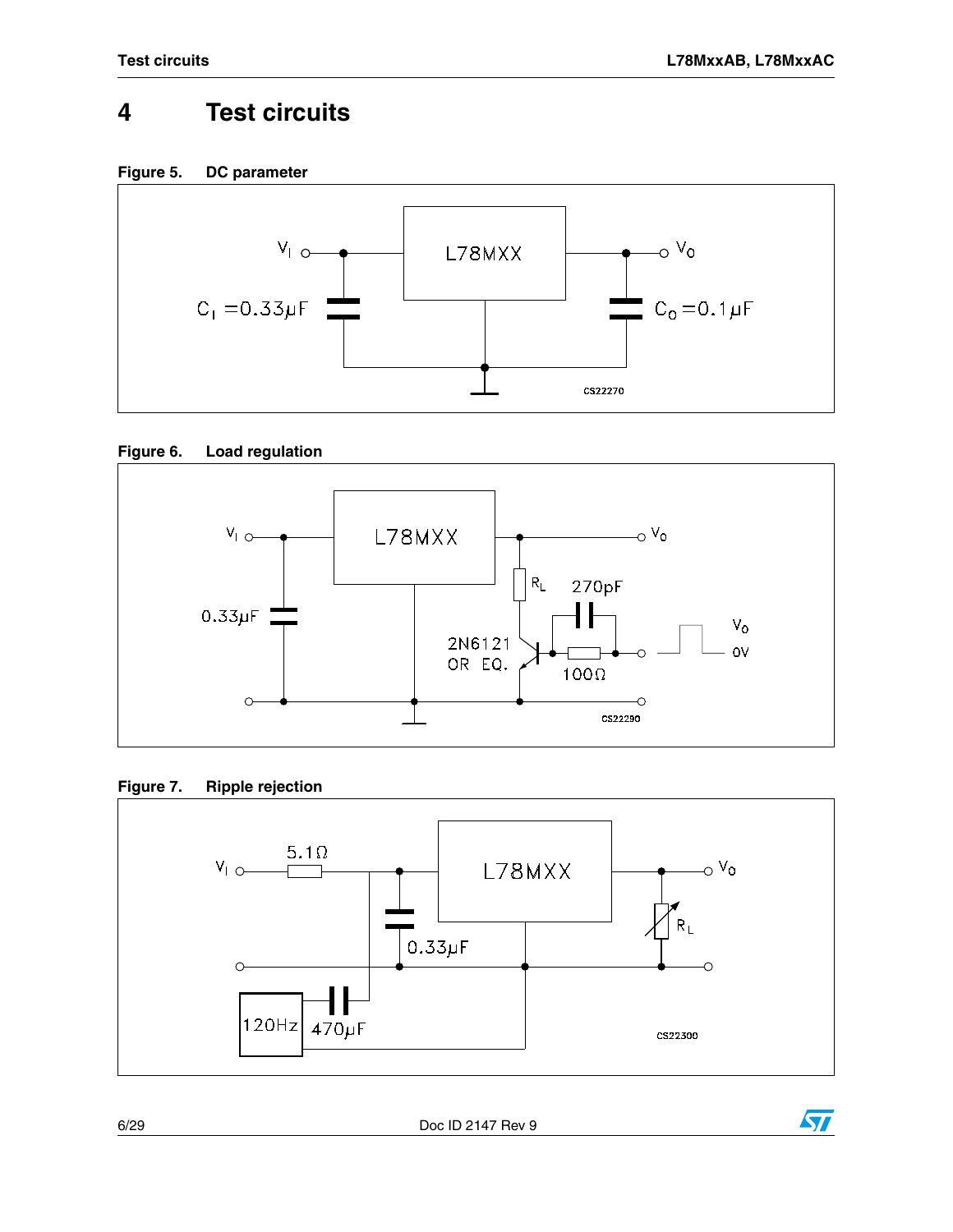# 4 Test circuits

**Figure 5. DC parameter**

**Figure 6. Load regulation**

**Figure 7. Ripple rejection**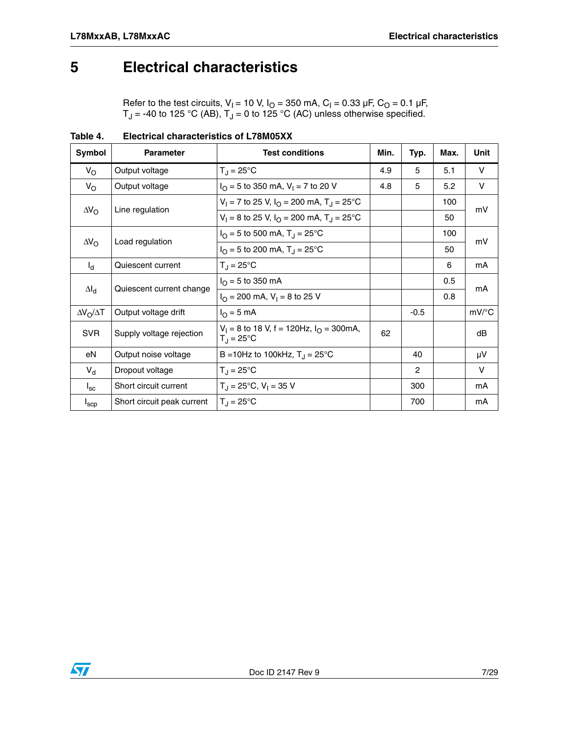# 5 Electrical characteristics

Refer to the test circuits, $V_I$ = 10 V, $I_O$ = 350 mA, $C_I$ = 0.33 µF, $C_O$ = 0.1 µF, $T_J$ = -40 to 125 °C (AB), $T_J$ = 0 to 125 °C (AC) unless otherwise specified.

**Table 4. Electrical characteristics of L78M05XX**

| Symbol | Parameter | Test conditions | Min. | Typ. | Max. | Unit |
|---|---|---|---|---|---|---|
| $V_O$ | Output voltage | $T_J$ = 25°C | 4.9 | 5 | 5.1 | V |
| $V_O$ | Output voltage | $I_O$ = 5 to 350 mA, $V_I$ = 7 to 20 V | 4.8 | 5 | 5.2 | V |
| $\Delta V_O$ | Line regulation | $V_I$ = 7 to 25 V, $I_O$ = 200 mA, $T_J$ = 25°C | | | 100 | mV |
| | | $V_I$ = 8 to 25 V, $I_O$ = 200 mA, $T_J$ = 25°C | | | 50 | |
| $\Delta V_O$ | Load regulation | $I_O$ = 5 to 500 mA, $T_J$ = 25°C | | | 100 | mV |
| | | $I_O$ = 5 to 200 mA, $T_J$ = 25°C | | | 50 | |
| $I_d$ | Quiescent current | $T_J$ = 25°C | | | 6 | mA |
| $\Delta I_d$ | Quiescent current change | $I_O$ = 5 to 350 mA | | | 0.5 | mA |
| | | $I_O$ = 200 mA, $V_I$ = 8 to 25 V | | | 0.8 | |
| $\Delta V_O/\Delta T$ | Output voltage drift | $I_O$ = 5 mA | | -0.5 | | mV/°C |
| SVR | Supply voltage rejection | $V_I$ = 8 to 18 V, f = 120Hz, $I_O$ = 300mA, $T_J$ = 25°C | 62 | | | dB |
| eN | Output noise voltage | B =10Hz to 100kHz, $T_J$ = 25°C | | 40 | | µV |
| $V_d$ | Dropout voltage | $T_J$ = 25°C | | 2 | | V |
| $I_{sc}$ | Short circuit current | $T_J$ = 25°C, $V_I$ = 35 V | | 300 | | mA |
| $I_{scp}$ | Short circuit peak current | $T_J$ = 25°C | | 700 | | mA |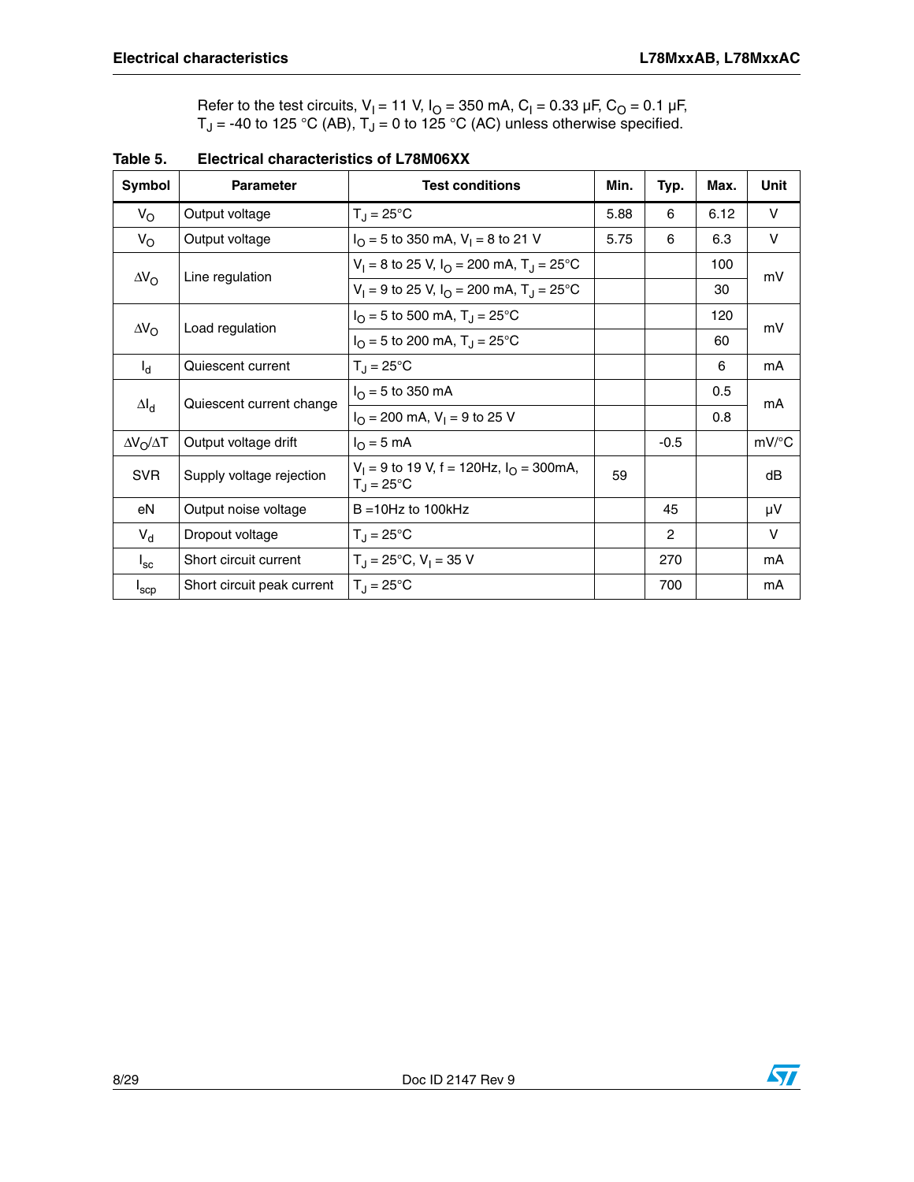Refer to the test circuits, $V_I$ = 11 V, $I_O$ = 350 mA, $C_I$ = 0.33 µF, $C_O$ = 0.1 µF, $T_J$ = -40 to 125 °C (AB), $T_J$ = 0 to 125 °C (AC) unless otherwise specified.

**Table 5. Electrical characteristics of L78M06XX**

| Symbol | Parameter | Test conditions | Min. | Typ. | Max. | Unit |
|---|---|---|---|---|---|---|
| $V_O$ | Output voltage | $T_J$ = 25°C | 5.88 | 6 | 6.12 | V |
| $V_O$ | Output voltage | $I_O$ = 5 to 350 mA, $V_I$ = 8 to 21 V | 5.75 | 6 | 6.3 | V |
| $\Delta V_O$ | Line regulation | $V_I$ = 8 to 25 V, $I_O$ = 200 mA, $T_J$ = 25°C | | | 100 | mV |
| | | $V_I$ = 9 to 25 V, $I_O$ = 200 mA, $T_J$ = 25°C | | | 30 | |
| $\Delta V_O$ | Load regulation | $I_O$ = 5 to 500 mA, $T_J$ = 25°C | | | 120 | mV |
| | | $I_O$ = 5 to 200 mA, $T_J$ = 25°C | | | 60 | |
| $I_d$ | Quiescent current | $T_J$ = 25°C | | | 6 | mA |
| $\Delta I_d$ | Quiescent current change | $I_O$ = 5 to 350 mA | | | 0.5 | mA |
| | | $I_O$ = 200 mA, $V_I$ = 9 to 25 V | | | 0.8 | |
| $\Delta V_O/\Delta T$ | Output voltage drift | $I_O$ = 5 mA | | -0.5 | | mV/°C |
| SVR | Supply voltage rejection | $V_I$ = 9 to 19 V, f = 120Hz, $I_O$ = 300mA, $T_J$ = 25°C | 59 | | | dB |
| eN | Output noise voltage | B =10Hz to 100kHz | | 45 | | µV |
| $V_d$ | Dropout voltage | $T_J$ = 25°C | | 2 | | V |
| $I_{sc}$ | Short circuit current | $T_J$ = 25°C, $V_I$ = 35 V | | 270 | | mA |
| $I_{scp}$ | Short circuit peak current | $T_J$ = 25°C | | 700 | | mA |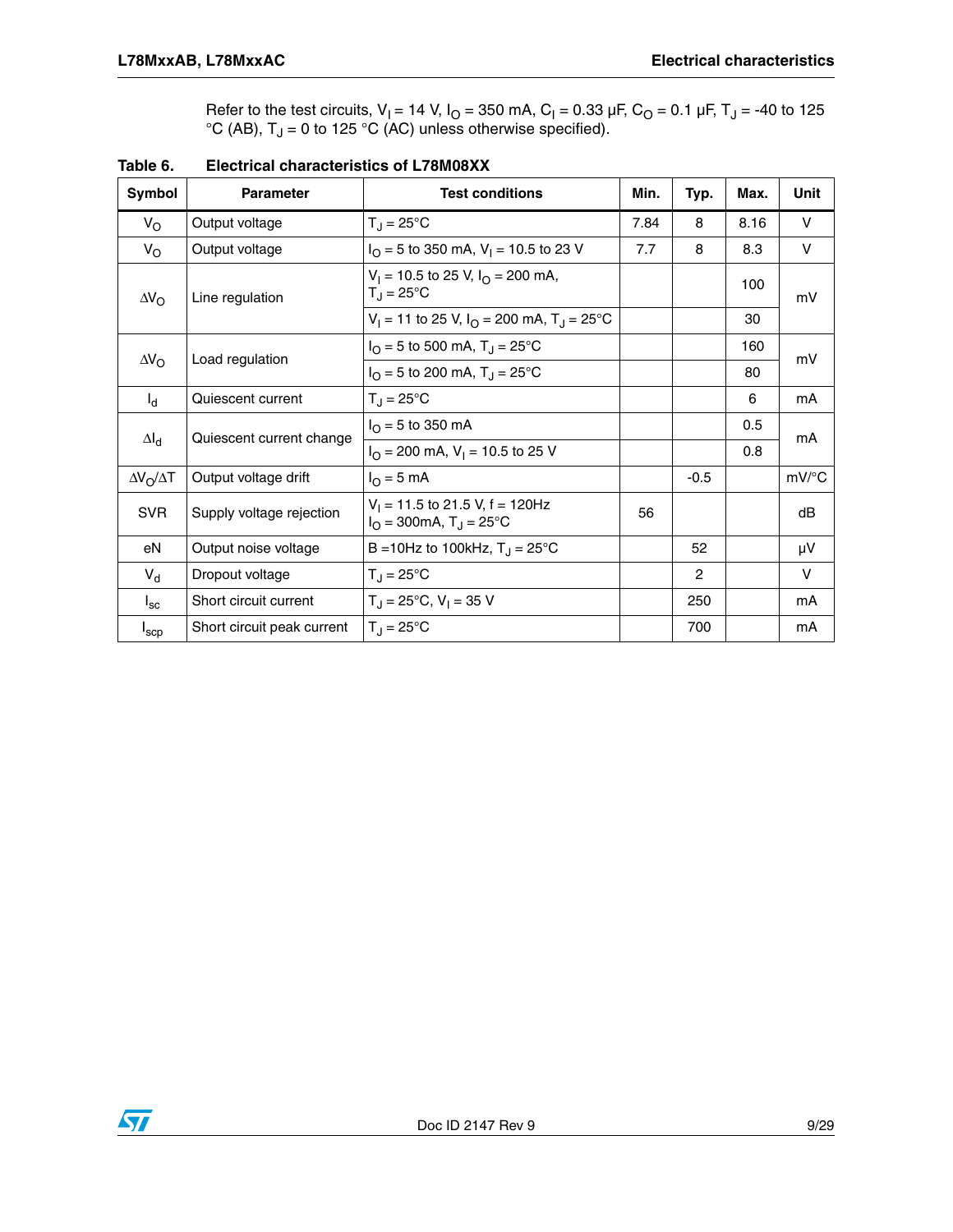Refer to the test circuits, $V_I = 14$ V, $I_O = 350$ mA, $C_I = 0.33$ µF, $C_O = 0.1$ µF, $T_J = -40$ to 125 °C (AB), $T_J = 0$ to 125 °C (AC) unless otherwise specified).

**Table 6. Electrical characteristics of L78M08XX**

| Symbol | Parameter | Test conditions | Min. | Typ. | Max. | Unit |
|---|---|---|---|---|---|---|
| $V_O$ | Output voltage | $T_J = 25°C$ | 7.84 | 8 | 8.16 | V |
| $V_O$ | Output voltage | $I_O = 5$ to 350 mA, $V_I = 10.5$ to 23 V | 7.7 | 8 | 8.3 | V |
| $\Delta V_O$ | Line regulation | $V_I = 10.5$ to 25 V, $I_O = 200$ mA, $T_J = 25°C$ | | | 100 | mV |
| | | $V_I = 11$ to 25 V, $I_O = 200$ mA, $T_J = 25°C$ | | | 30 | |
| $\Delta V_O$ | Load regulation | $I_O = 5$ to 500 mA, $T_J = 25°C$ | | | 160 | mV |
| | | $I_O = 5$ to 200 mA, $T_J = 25°C$ | | | 80 | |
| $I_d$ | Quiescent current | $T_J = 25°C$ | | | 6 | mA |
| $\Delta I_d$ | Quiescent current change | $I_O = 5$ to 350 mA | | | 0.5 | mA |
| | | $I_O = 200$ mA, $V_I = 10.5$ to 25 V | | | 0.8 | |
| $\Delta V_O/\Delta T$ | Output voltage drift | $I_O = 5$ mA | | -0.5 | | mV/°C |
| SVR | Supply voltage rejection | $V_I = 11.5$ to 21.5 V, f = 120Hz $I_O = 300$mA, $T_J = 25°C$ | 56 | | | dB |
| eN | Output noise voltage | B =10Hz to 100kHz, $T_J = 25°C$ | | 52 | | µV |
| $V_d$ | Dropout voltage | $T_J = 25°C$ | | 2 | | V |
| $I_{sc}$ | Short circuit current | $T_J = 25°C$, $V_I = 35$ V | | 250 | | mA |
| $I_{scp}$ | Short circuit peak current | $T_J = 25°C$ | | 700 | | mA |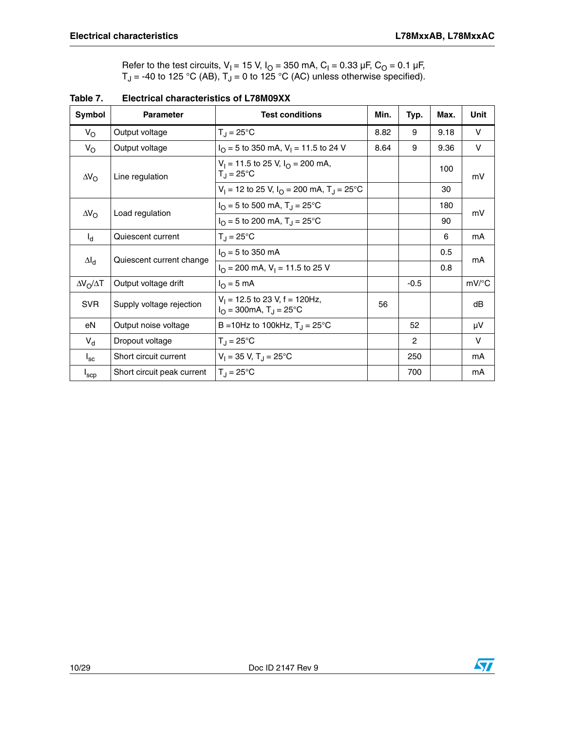Refer to the test circuits, $V_I$ = 15 V, $I_O$ = 350 mA, $C_I$ = 0.33 µF, $C_O$ = 0.1 µF, $T_J$ = -40 to 125 °C (AB), $T_J$ = 0 to 125 °C (AC) unless otherwise specified).

**Table 7. Electrical characteristics of L78M09XX**

| Symbol | Parameter | Test conditions | Min. | Typ. | Max. | Unit |
|---|---|---|---|---|---|---|
| $V_O$ | Output voltage | $T_J$ = 25°C | 8.82 | 9 | 9.18 | V |
| $V_O$ | Output voltage | $I_O$ = 5 to 350 mA, $V_I$ = 11.5 to 24 V | 8.64 | 9 | 9.36 | V |
| $\Delta V_O$ | Line regulation | $V_I$ = 11.5 to 25 V, $I_O$ = 200 mA, $T_J$ = 25°C | | | 100 | mV |
| | | $V_I$ = 12 to 25 V, $I_O$ = 200 mA, $T_J$ = 25°C | | | 30 | |
| $\Delta V_O$ | Load regulation | $I_O$ = 5 to 500 mA, $T_J$ = 25°C | | | 180 | mV |
| | | $I_O$ = 5 to 200 mA, $T_J$ = 25°C | | | 90 | |
| $I_d$ | Quiescent current | $T_J$ = 25°C | | | 6 | mA |
| $\Delta I_d$ | Quiescent current change | $I_O$ = 5 to 350 mA | | | 0.5 | mA |
| | | $I_O$ = 200 mA, $V_I$ = 11.5 to 25 V | | | 0.8 | |
| $\Delta V_O/\Delta T$ | Output voltage drift | $I_O$ = 5 mA | | -0.5 | | mV/°C |
| SVR | Supply voltage rejection | $V_I$ = 12.5 to 23 V, f = 120Hz, $I_O$ = 300mA, $T_J$ = 25°C | 56 | | | dB |
| eN | Output noise voltage | B =10Hz to 100kHz, $T_J$ = 25°C | | 52 | | µV |
| $V_d$ | Dropout voltage | $T_J$ = 25°C | | 2 | | V |
| $I_{sc}$ | Short circuit current | $V_I$ = 35 V, $T_J$ = 25°C | | 250 | | mA |
| $I_{scp}$ | Short circuit peak current | $T_J$ = 25°C | | 700 | | mA |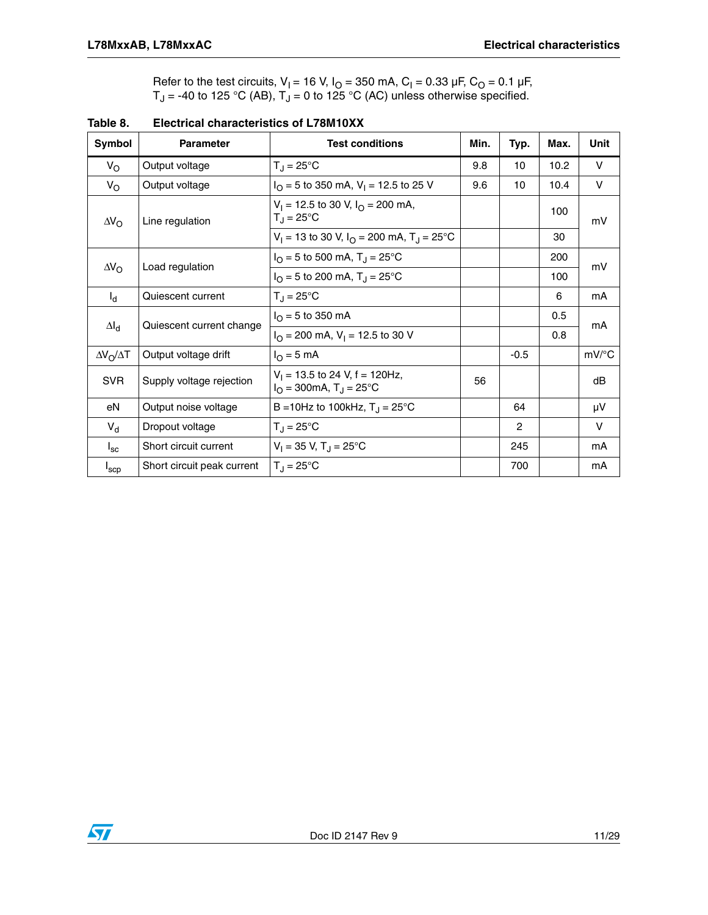Refer to the test circuits, $V_I = 16$ V, $I_O = 350$ mA, $C_I = 0.33$ µF, $C_O = 0.1$ µF, $T_J = -40$ to 125 °C (AB), $T_J = 0$ to 125 °C (AC) unless otherwise specified.

**Table 8. Electrical characteristics of L78M10XX**

| Symbol | Parameter | Test conditions | Min. | Typ. | Max. | Unit |
|---|---|---|---|---|---|---|
| $V_O$ | Output voltage | $T_J = 25°C$ | 9.8 | 10 | 10.2 | V |
| $V_O$ | Output voltage | $I_O = 5$ to 350 mA, $V_I = 12.5$ to 25 V | 9.6 | 10 | 10.4 | V |
| $\Delta V_O$ | Line regulation | $V_I = 12.5$ to 30 V, $I_O = 200$ mA, $T_J = 25°C$ | | | 100 | mV |
| | | $V_I = 13$ to 30 V, $I_O = 200$ mA, $T_J = 25°C$ | | | 30 | |
| $\Delta V_O$ | Load regulation | $I_O = 5$ to 500 mA, $T_J = 25°C$ | | | 200 | mV |
| | | $I_O = 5$ to 200 mA, $T_J = 25°C$ | | | 100 | |
| $I_d$ | Quiescent current | $T_J = 25°C$ | | | 6 | mA |
| $\Delta I_d$ | Quiescent current change | $I_O = 5$ to 350 mA | | | 0.5 | mA |
| | | $I_O = 200$ mA, $V_I = 12.5$ to 30 V | | | 0.8 | |
| $\Delta V_O/\Delta T$ | Output voltage drift | $I_O = 5$ mA | | -0.5 | | mV/°C |
| SVR | Supply voltage rejection | $V_I = 13.5$ to 24 V, f = 120Hz, $I_O = 300$mA, $T_J = 25°C$ | 56 | | | dB |
| eN | Output noise voltage | B =10Hz to 100kHz, $T_J = 25°C$ | | 64 | | µV |
| $V_d$ | Dropout voltage | $T_J = 25°C$ | | 2 | | V |
| $I_{sc}$ | Short circuit current | $V_I = 35$ V, $T_J = 25°C$ | | 245 | | mA |
| $I_{scp}$ | Short circuit peak current | $T_J = 25°C$ | | 700 | | mA |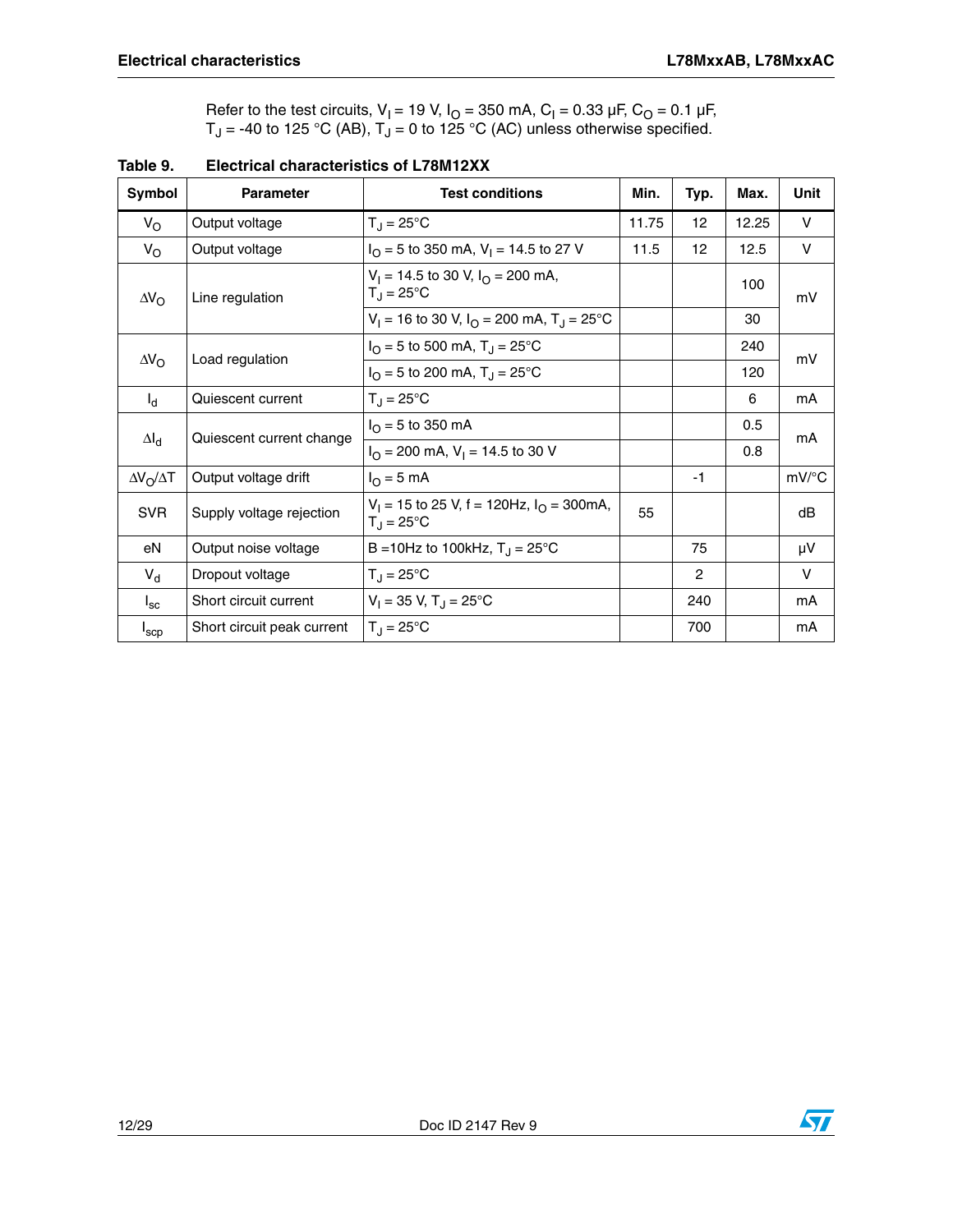Refer to the test circuits, $V_I$ = 19 V, $I_O$ = 350 mA, $C_I$ = 0.33 µF, $C_O$ = 0.1 µF, $T_J$ = -40 to 125 °C (AB), $T_J$ = 0 to 125 °C (AC) unless otherwise specified.

**Table 9. Electrical characteristics of L78M12XX**

| Symbol | Parameter | Test conditions | Min. | Typ. | Max. | Unit |
|---|---|---|---|---|---|---|
| $V_O$ | Output voltage | $T_J$ = 25°C | 11.75 | 12 | 12.25 | V |
| $V_O$ | Output voltage | $I_O$ = 5 to 350 mA, $V_I$ = 14.5 to 27 V | 11.5 | 12 | 12.5 | V |
| $\Delta V_O$ | Line regulation | $V_I$ = 14.5 to 30 V, $I_O$ = 200 mA, $T_J$ = 25°C | | | 100 | mV |
| | | $V_I$ = 16 to 30 V, $I_O$ = 200 mA, $T_J$ = 25°C | | | 30 | |
| $\Delta V_O$ | Load regulation | $I_O$ = 5 to 500 mA, $T_J$ = 25°C | | | 240 | mV |
| | | $I_O$ = 5 to 200 mA, $T_J$ = 25°C | | | 120 | |
| $I_d$ | Quiescent current | $T_J$ = 25°C | | | 6 | mA |
| $\Delta I_d$ | Quiescent current change | $I_O$ = 5 to 350 mA | | | 0.5 | mA |
| | | $I_O$ = 200 mA, $V_I$ = 14.5 to 30 V | | | 0.8 | |
| $\Delta V_O/\Delta T$ | Output voltage drift | $I_O$ = 5 mA | | -1 | | mV/°C |
| SVR | Supply voltage rejection | $V_I$ = 15 to 25 V, f = 120Hz, $I_O$ = 300mA, $T_J$ = 25°C | 55 | | | dB |
| eN | Output noise voltage | B =10Hz to 100kHz, $T_J$ = 25°C | | 75 | | µV |
| $V_d$ | Dropout voltage | $T_J$ = 25°C | | 2 | | V |
| $I_{sc}$ | Short circuit current | $V_I$ = 35 V, $T_J$ = 25°C | | 240 | | mA |
| $I_{scp}$ | Short circuit peak current | $T_J$ = 25°C | | 700 | | mA |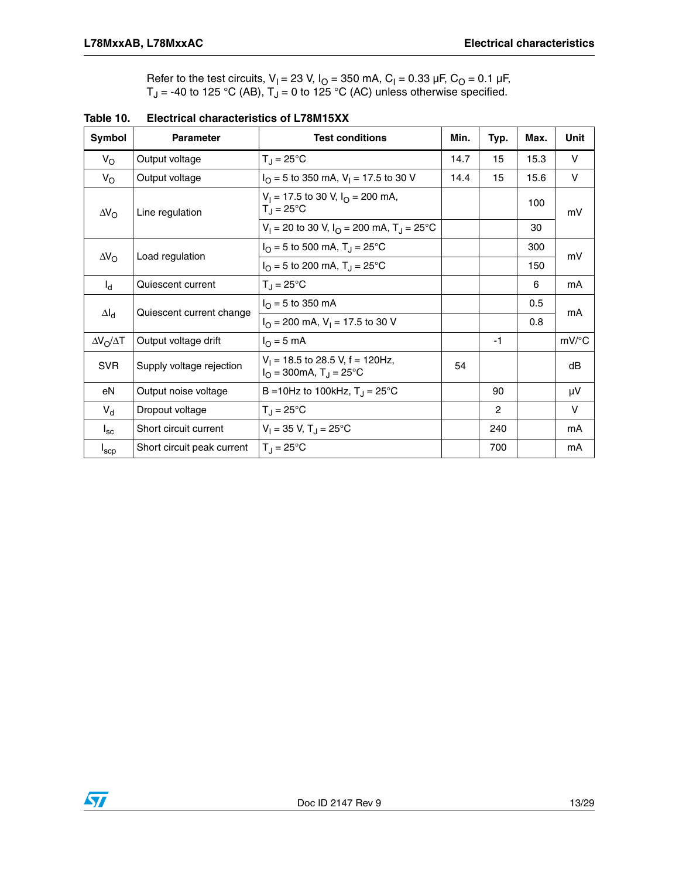Refer to the test circuits, $V_I$ = 23 V, $I_O$ = 350 mA, $C_I$ = 0.33 µF, $C_O$ = 0.1 µF, $T_J$ = -40 to 125 °C (AB), $T_J$ = 0 to 125 °C (AC) unless otherwise specified.

**Table 10. Electrical characteristics of L78M15XX**

| Symbol | Parameter | Test conditions | Min. | Typ. | Max. | Unit |
|---|---|---|---|---|---|---|
| $V_O$ | Output voltage | $T_J$ = 25°C | 14.7 | 15 | 15.3 | V |
| $V_O$ | Output voltage | $I_O$ = 5 to 350 mA, $V_I$ = 17.5 to 30 V | 14.4 | 15 | 15.6 | V |
| $\Delta V_O$ | Line regulation | $V_I$ = 17.5 to 30 V, $I_O$ = 200 mA, $T_J$ = 25°C | | | 100 | mV |
| | | $V_I$ = 20 to 30 V, $I_O$ = 200 mA, $T_J$ = 25°C | | | 30 | |
| $\Delta V_O$ | Load regulation | $I_O$ = 5 to 500 mA, $T_J$ = 25°C | | | 300 | mV |
| | | $I_O$ = 5 to 200 mA, $T_J$ = 25°C | | | 150 | |
| $I_d$ | Quiescent current | $T_J$ = 25°C | | | 6 | mA |
| $\Delta I_d$ | Quiescent current change | $I_O$ = 5 to 350 mA | | | 0.5 | mA |
| | | $I_O$ = 200 mA, $V_I$ = 17.5 to 30 V | | | 0.8 | |
| $\Delta V_O/\Delta T$ | Output voltage drift | $I_O$ = 5 mA | | -1 | | mV/°C |
| SVR | Supply voltage rejection | $V_I$ = 18.5 to 28.5 V, f = 120Hz, $I_O$ = 300mA, $T_J$ = 25°C | 54 | | | dB |
| eN | Output noise voltage | B =10Hz to 100kHz, $T_J$ = 25°C | | 90 | | µV |
| $V_d$ | Dropout voltage | $T_J$ = 25°C | | 2 | | V |
| $I_{sc}$ | Short circuit current | $V_I$ = 35 V, $T_J$ = 25°C | | 240 | | mA |
| $I_{scp}$ | Short circuit peak current | $T_J$ = 25°C | | 700 | | mA |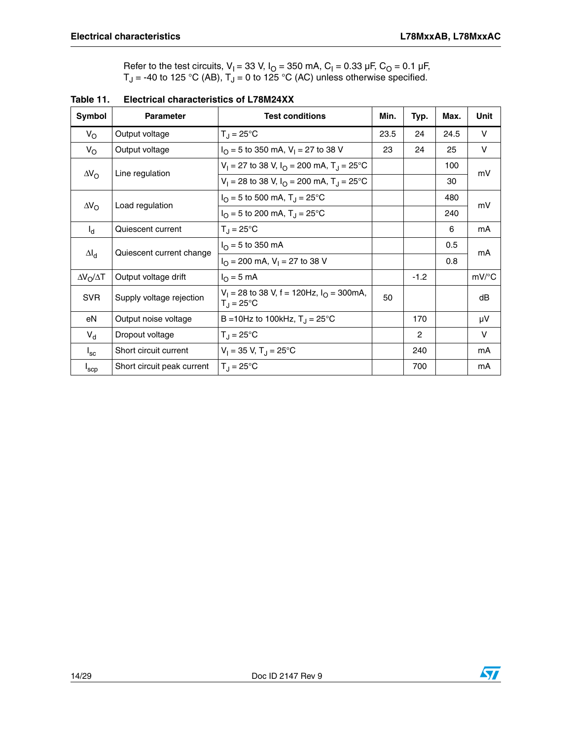Refer to the test circuits, $V_I$ = 33 V, $I_O$ = 350 mA, $C_I$ = 0.33 µF, $C_O$ = 0.1 µF, $T_J$ = -40 to 125 °C (AB), $T_J$ = 0 to 125 °C (AC) unless otherwise specified.

**Table 11. Electrical characteristics of L78M24XX**

| Symbol | Parameter | Test conditions | Min. | Typ. | Max. | Unit |
|---|---|---|---|---|---|---|
| $V_O$ | Output voltage | $T_J$ = 25°C | 23.5 | 24 | 24.5 | V |
| $V_O$ | Output voltage | $I_O$ = 5 to 350 mA, $V_I$ = 27 to 38 V | 23 | 24 | 25 | V |
| $\Delta V_O$ | Line regulation | $V_I$ = 27 to 38 V, $I_O$ = 200 mA, $T_J$ = 25°C | | | 100 | mV |
| | | $V_I$ = 28 to 38 V, $I_O$ = 200 mA, $T_J$ = 25°C | | | 30 | |
| $\Delta V_O$ | Load regulation | $I_O$ = 5 to 500 mA, $T_J$ = 25°C | | | 480 | mV |
| | | $I_O$ = 5 to 200 mA, $T_J$ = 25°C | | | 240 | |
| $I_d$ | Quiescent current | $T_J$ = 25°C | | | 6 | mA |
| $\Delta I_d$ | Quiescent current change | $I_O$ = 5 to 350 mA | | | 0.5 | mA |
| | | $I_O$ = 200 mA, $V_I$ = 27 to 38 V | | | 0.8 | |
| $\Delta V_O/\Delta T$ | Output voltage drift | $I_O$ = 5 mA | | -1.2 | | mV/°C |
| SVR | Supply voltage rejection | $V_I$ = 28 to 38 V, f = 120Hz, $I_O$ = 300mA, $T_J$ = 25°C | 50 | | | dB |
| eN | Output noise voltage | B =10Hz to 100kHz, $T_J$ = 25°C | | 170 | | µV |
| $V_d$ | Dropout voltage | $T_J$ = 25°C | | 2 | | V |
| $I_{sc}$ | Short circuit current | $V_I$ = 35 V, $T_J$ = 25°C | | 240 | | mA |
| $I_{scp}$ | Short circuit peak current | $T_J$ = 25°C | | 700 | | mA |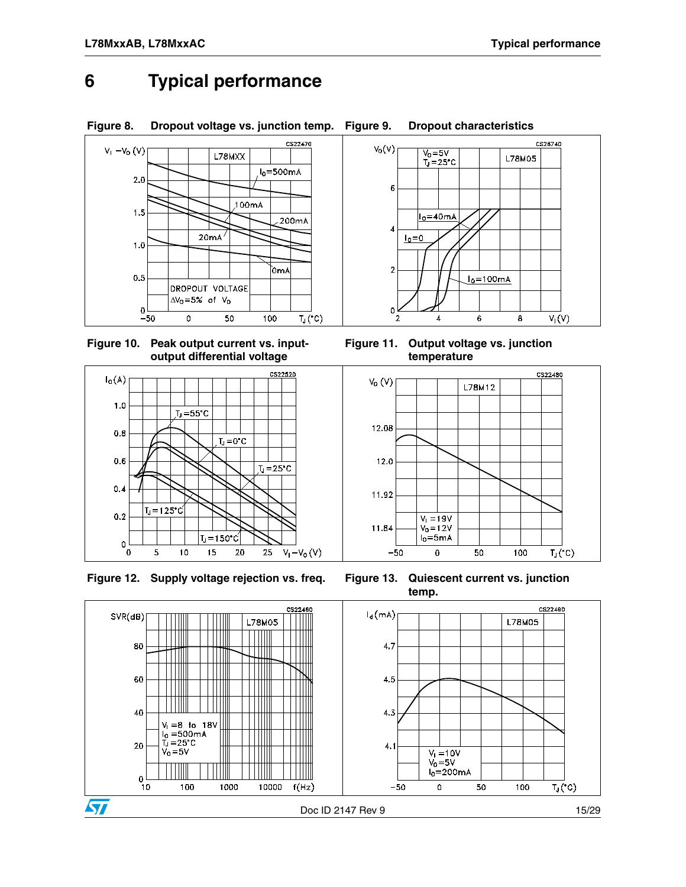# 6 Typical performance

**Figure 8. Dropout voltage vs. junction temp.**

**Figure 9. Dropout characteristics**

**Figure 10. Peak output current vs. input-output differential voltage**

**Figure 11. Output voltage vs. junction temperature**

**Figure 12. Supply voltage rejection vs. freq.**

**Figure 13. Quiescent current vs. junction temp.**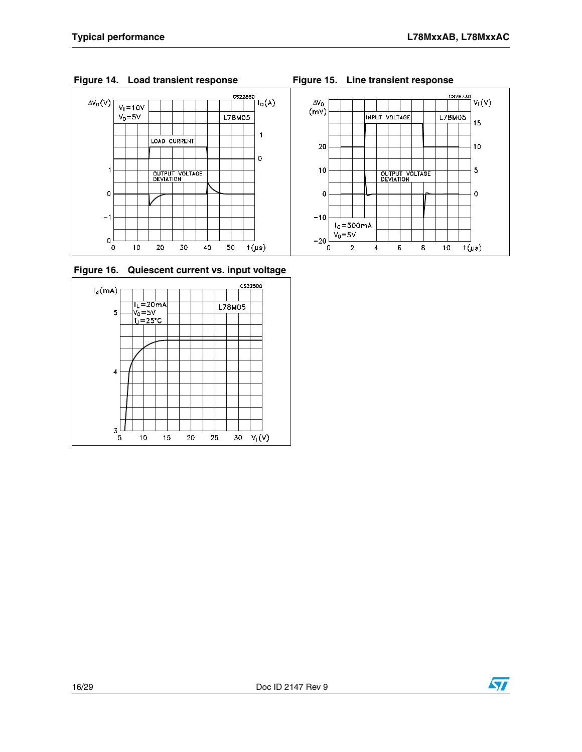**Figure 14. Load transient response**

**Figure 15. Line transient response**

**Figure 16. Quiescent current vs. input voltage**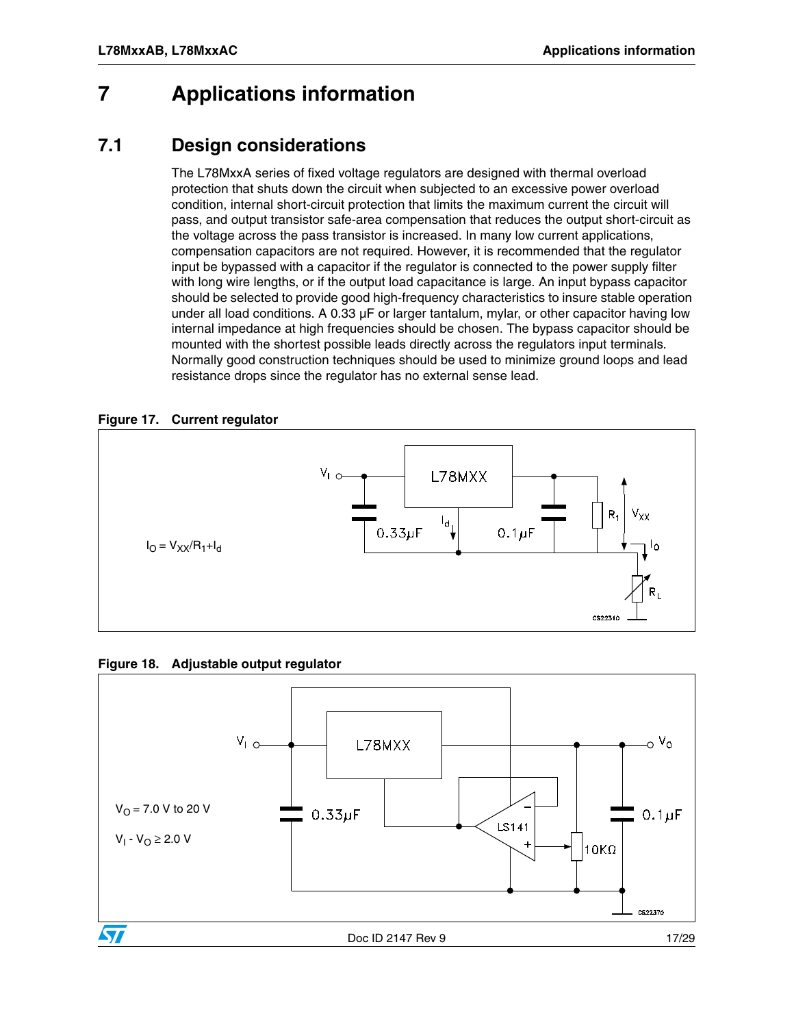# 7 Applications information

## 7.1 Design considerations

The L78MxxA series of fixed voltage regulators are designed with thermal overload protection that shuts down the circuit when subjected to an excessive power overload condition, internal short-circuit protection that limits the maximum current the circuit will pass, and output transistor safe-area compensation that reduces the output short-circuit as the voltage across the pass transistor is increased. In many low current applications, compensation capacitors are not required. However, it is recommended that the regulator input be bypassed with a capacitor if the regulator is connected to the power supply filter with long wire lengths, or if the output load capacitance is large. An input bypass capacitor should be selected to provide good high-frequency characteristics to insure stable operation under all load conditions. A 0.33 µF or larger tantalum, mylar, or other capacitor having low internal impedance at high frequencies should be chosen. The bypass capacitor should be mounted with the shortest possible leads directly across the regulators input terminals. Normally good construction techniques should be used to minimize ground loops and lead resistance drops since the regulator has no external sense lead.

**Figure 17. Current regulator**

$I_O = V_{XX}/R_1 + I_d$

**Figure 18. Adjustable output regulator**

$V_O$ = 7.0 V to 20 V

$V_I - V_O \geq 2.0$ V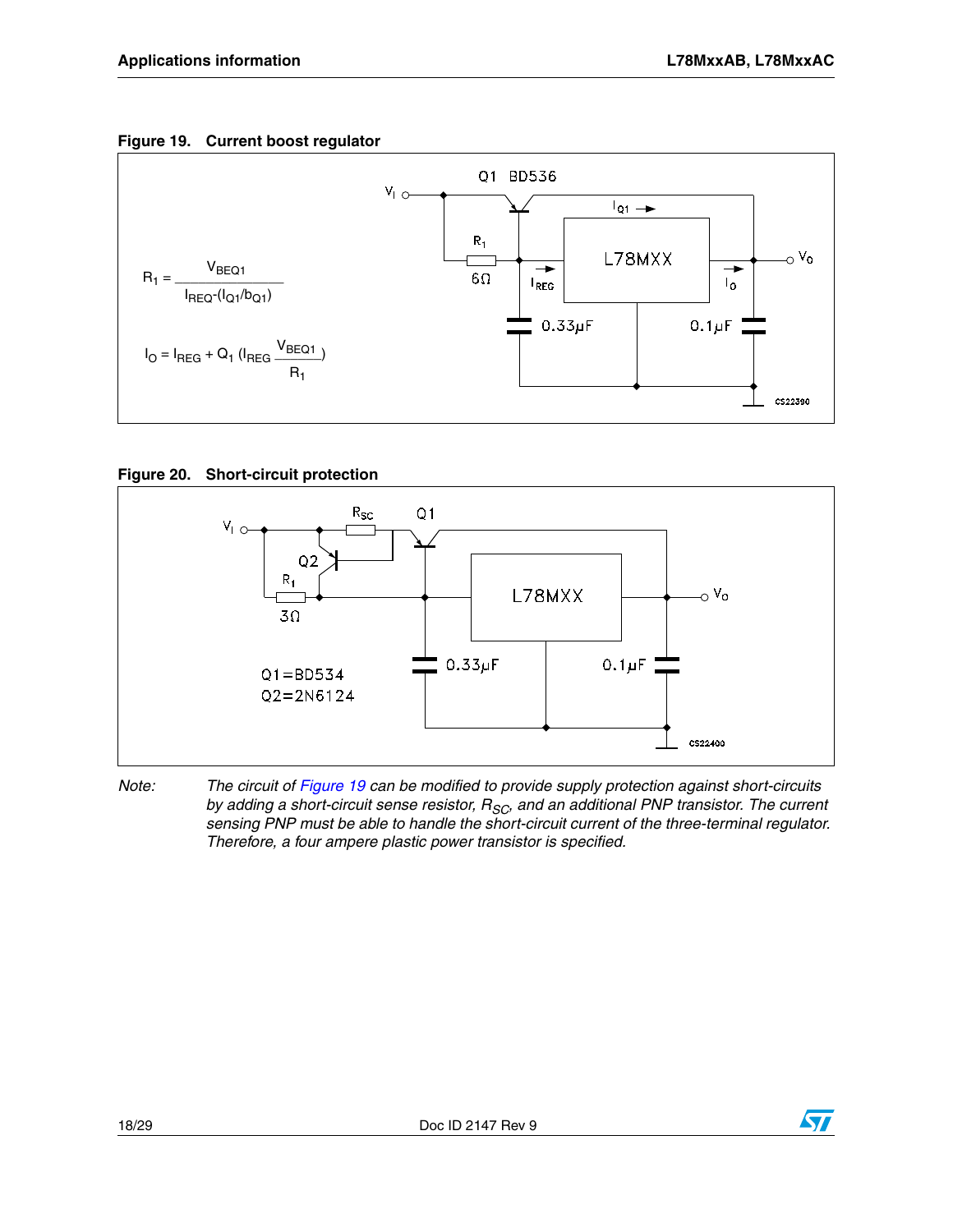**Figure 19. Current boost regulator**

$$R_1 = \frac{V_{BEQ1}}{I_{REQ}-(I_{Q1}/b_{Q1})}$$

$$I_O = I_{REG} + Q_1 \left(I_{REG} - \frac{V_{BEQ1}}{R_1}\right)$$

**Figure 20. Short-circuit protection**

Q1=BD534
Q2=2N6124

*Note: The circuit of Figure 19 can be modified to provide supply protection against short-circuits by adding a short-circuit sense resistor, $R_{SC}$, and an additional PNP transistor. The current sensing PNP must be able to handle the short-circuit current of the three-terminal regulator. Therefore, a four ampere plastic power transistor is specified.*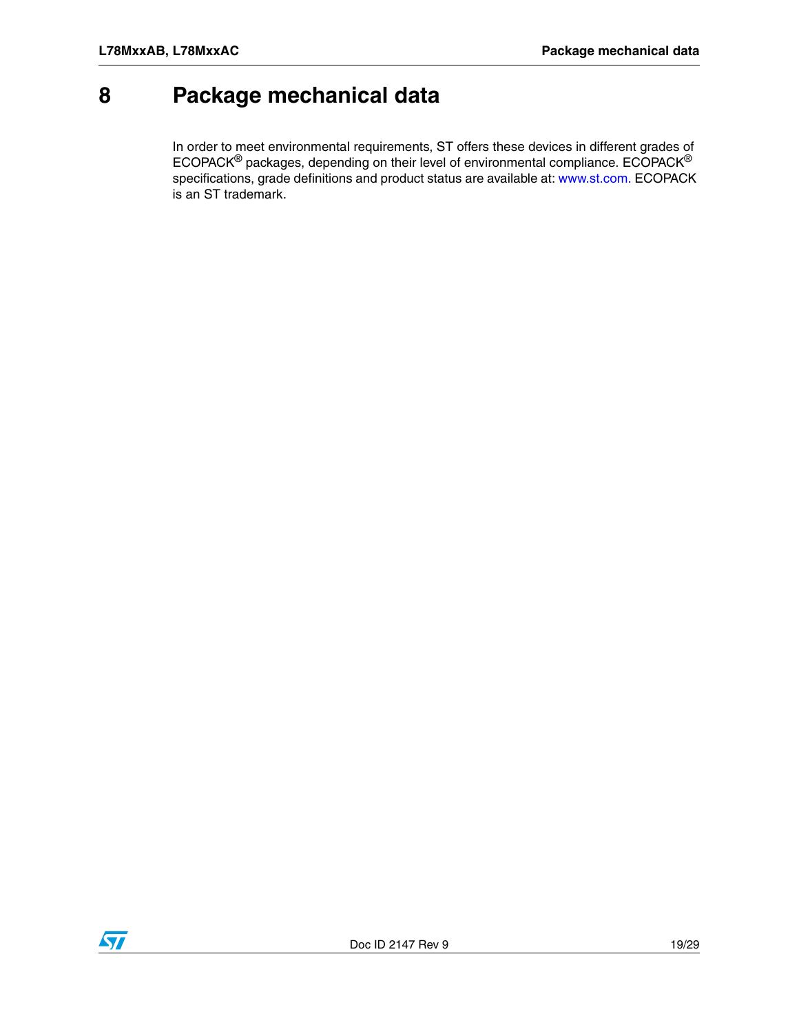# 8 Package mechanical data

In order to meet environmental requirements, ST offers these devices in different grades of ECOPACK® packages, depending on their level of environmental compliance. ECOPACK® specifications, grade definitions and product status are available at: www.st.com. ECOPACK is an ST trademark.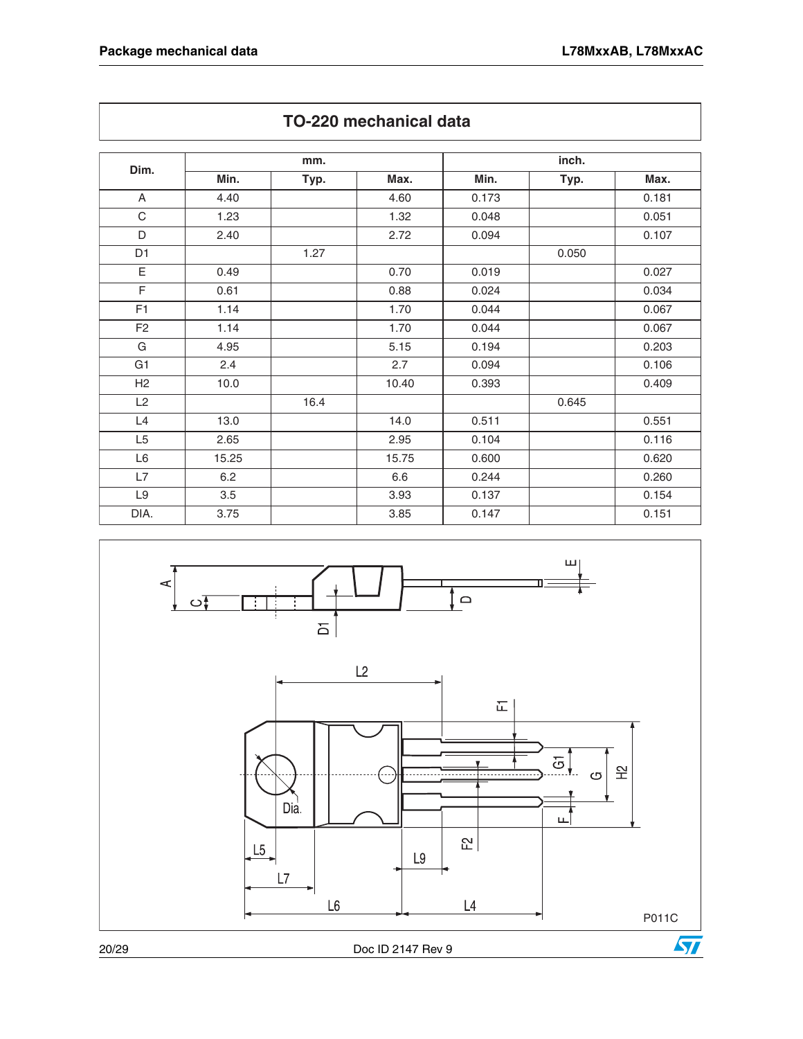## TO-220 mechanical data

| Dim. | mm. | | | inch. | | |
|---|---|---|---|---|---|---|
| | Min. | Typ. | Max. | Min. | Typ. | Max. |
| A | 4.40 | | 4.60 | 0.173 | | 0.181 |
| C | 1.23 | | 1.32 | 0.048 | | 0.051 |
| D | 2.40 | | 2.72 | 0.094 | | 0.107 |
| D1 | | 1.27 | | | 0.050 | |
| E | 0.49 | | 0.70 | 0.019 | | 0.027 |
| F | 0.61 | | 0.88 | 0.024 | | 0.034 |
| F1 | 1.14 | | 1.70 | 0.044 | | 0.067 |
| F2 | 1.14 | | 1.70 | 0.044 | | 0.067 |
| G | 4.95 | | 5.15 | 0.194 | | 0.203 |
| G1 | 2.4 | | 2.7 | 0.094 | | 0.106 |
| H2 | 10.0 | | 10.40 | 0.393 | | 0.409 |
| L2 | | 16.4 | | | 0.645 | |
| L4 | 13.0 | | 14.0 | 0.511 | | 0.551 |
| L5 | 2.65 | | 2.95 | 0.104 | | 0.116 |
| L6 | 15.25 | | 15.75 | 0.600 | | 0.620 |
| L7 | 6.2 | | 6.6 | 0.244 | | 0.260 |
| L9 | 3.5 | | 3.93 | 0.137 | | 0.154 |
| DIA. | 3.75 | | 3.85 | 0.147 | | 0.151 |

P011C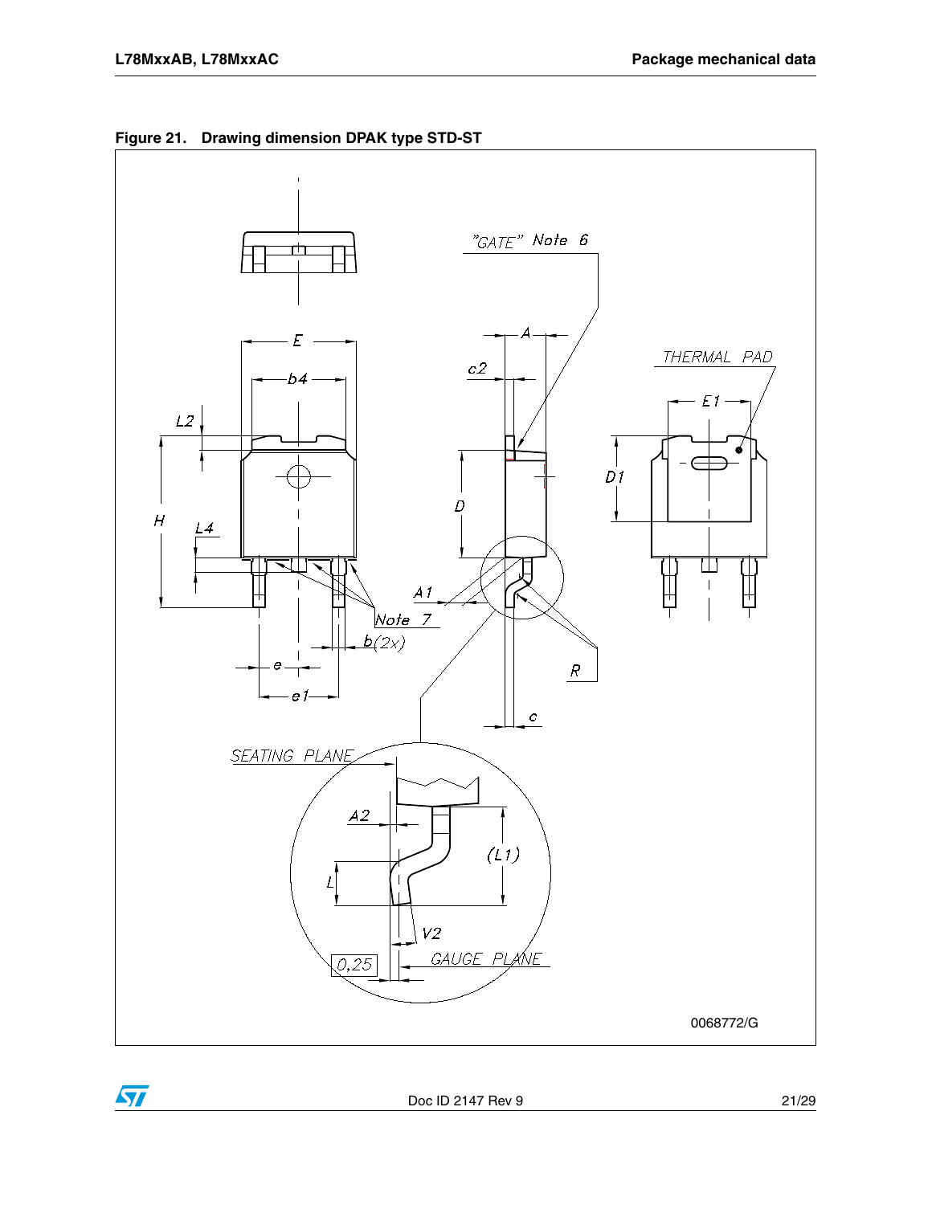**Figure 21. Drawing dimension DPAK type STD-ST**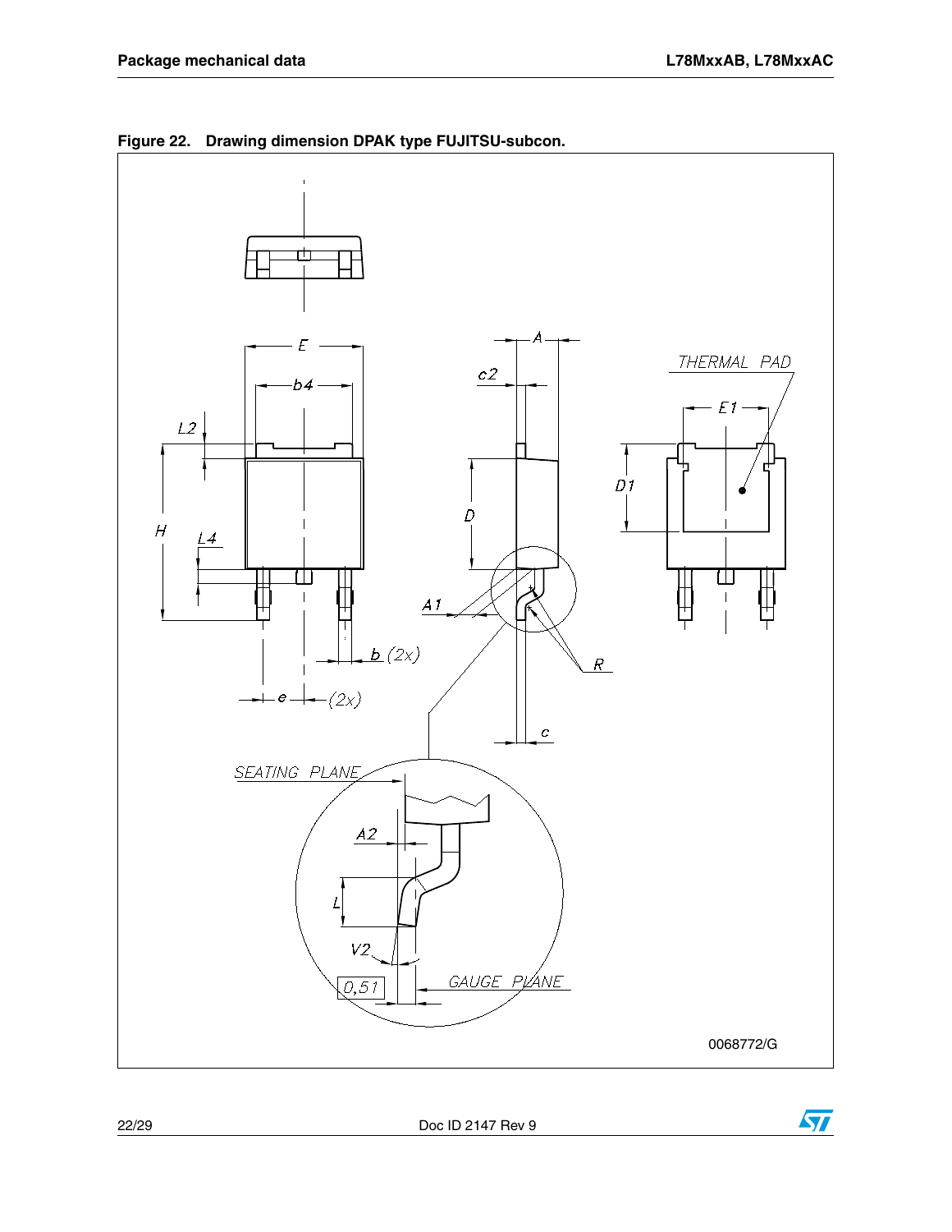**Figure 22. Drawing dimension DPAK type FUJITSU-subcon.**

E

b4

L2

H

L4

b (2x)

e (2x)

A

c2

D

A1

R

c

THERMAL PAD

E1

D1

SEATING PLANE

A2

L

V2

0,51

GAUGE PLANE

0068772/G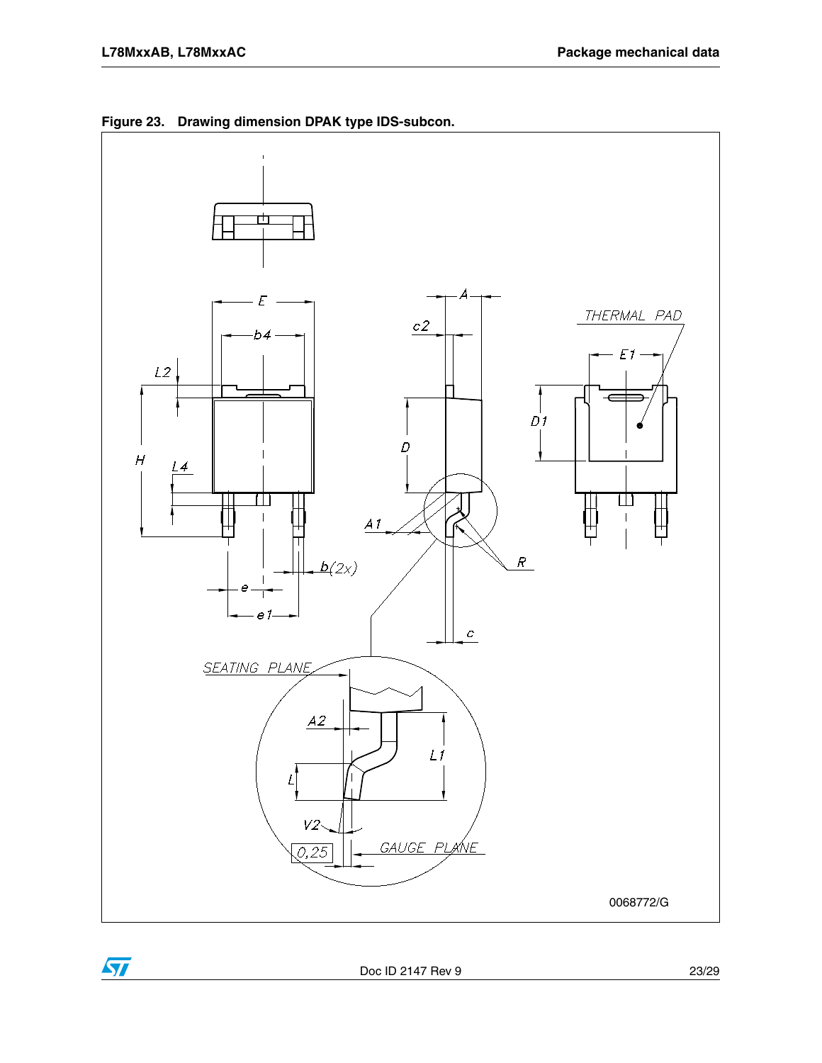**Figure 23. Drawing dimension DPAK type IDS-subcon.**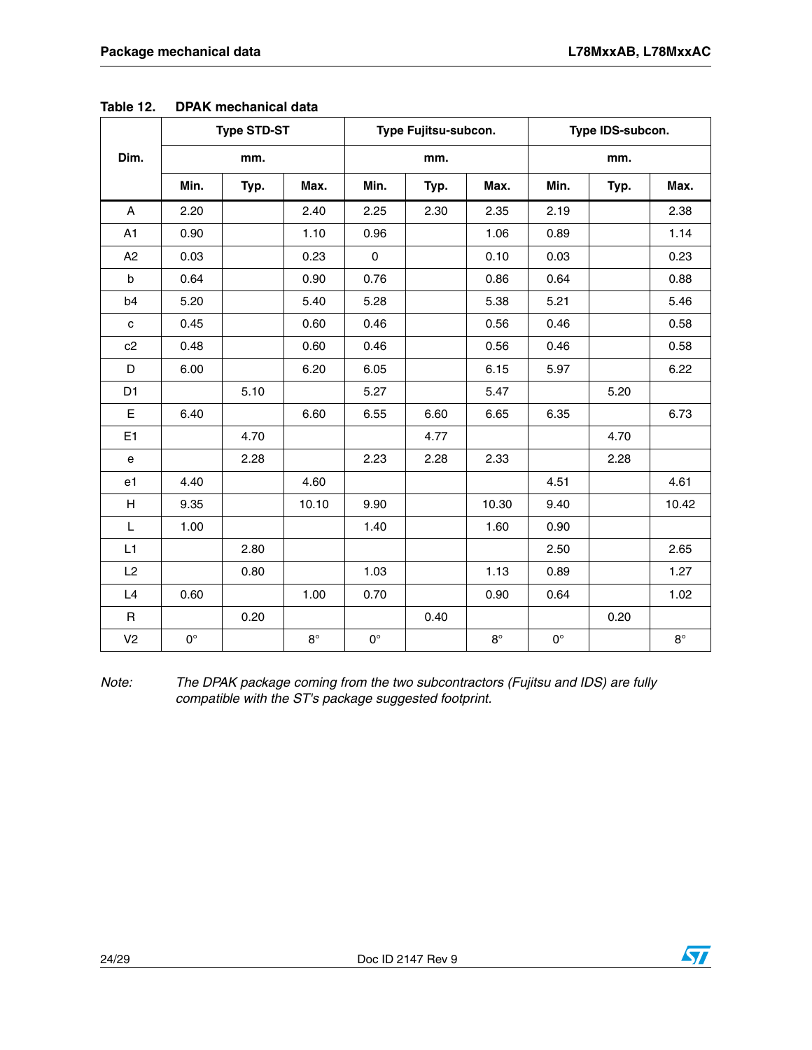Table 12. DPAK mechanical data

| Dim. | Type STD-ST | | | Type Fujitsu-subcon. | | | Type IDS-subcon. | | |
|---|---|---|---|---|---|---|---|---|---|
| | mm. | | | mm. | | | mm. | | |
| | Min. | Typ. | Max. | Min. | Typ. | Max. | Min. | Typ. | Max. |
| A | 2.20 | | 2.40 | 2.25 | 2.30 | 2.35 | 2.19 | | 2.38 |
| A1 | 0.90 | | 1.10 | 0.96 | | 1.06 | 0.89 | | 1.14 |
| A2 | 0.03 | | 0.23 | 0 | | 0.10 | 0.03 | | 0.23 |
| b | 0.64 | | 0.90 | 0.76 | | 0.86 | 0.64 | | 0.88 |
| b4 | 5.20 | | 5.40 | 5.28 | | 5.38 | 5.21 | | 5.46 |
| c | 0.45 | | 0.60 | 0.46 | | 0.56 | 0.46 | | 0.58 |
| c2 | 0.48 | | 0.60 | 0.46 | | 0.56 | 0.46 | | 0.58 |
| D | 6.00 | | 6.20 | 6.05 | | 6.15 | 5.97 | | 6.22 |
| D1 | | 5.10 | | 5.27 | | 5.47 | | 5.20 | |
| E | 6.40 | | 6.60 | 6.55 | 6.60 | 6.65 | 6.35 | | 6.73 |
| E1 | | 4.70 | | | 4.77 | | | 4.70 | |
| e | | 2.28 | | 2.23 | 2.28 | 2.33 | | 2.28 | |
| e1 | 4.40 | | 4.60 | | | | 4.51 | | 4.61 |
| H | 9.35 | | 10.10 | 9.90 | | 10.30 | 9.40 | | 10.42 |
| L | 1.00 | | | 1.40 | | 1.60 | 0.90 | | |
| L1 | | 2.80 | | | | | 2.50 | | 2.65 |
| L2 | | 0.80 | | 1.03 | | 1.13 | 0.89 | | 1.27 |
| L4 | 0.60 | | 1.00 | 0.70 | | 0.90 | 0.64 | | 1.02 |
| R | | 0.20 | | | 0.40 | | | 0.20 | |
| V2 | 0° | | 8° | 0° | | 8° | 0° | | 8° |

*Note: The DPAK package coming from the two subcontractors (Fujitsu and IDS) are fully compatible with the ST's package suggested footprint.*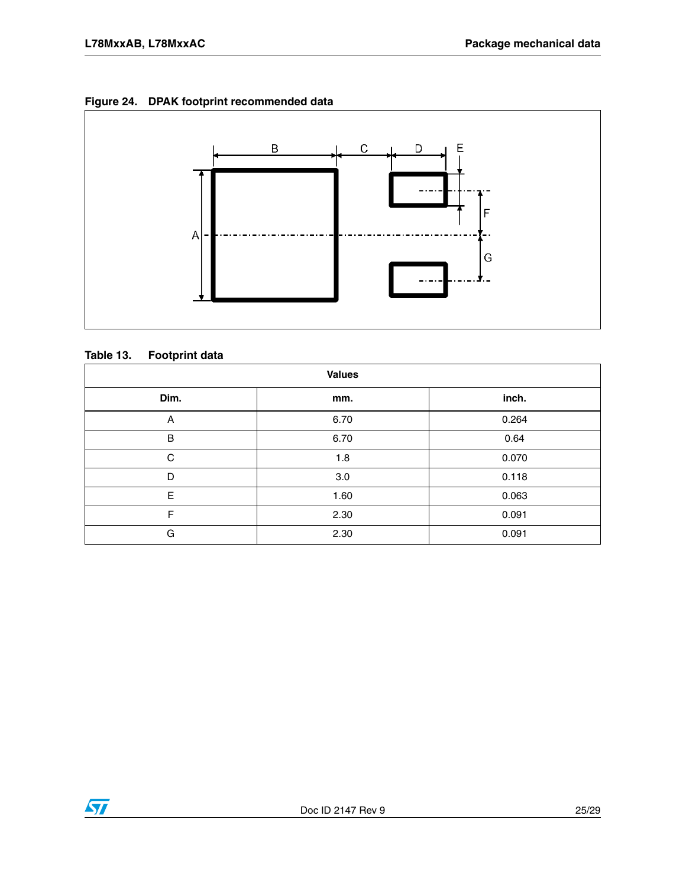Figure 24. DPAK footprint recommended data

Table 13. Footprint data

| Values | | |
|---|---|---|
| **Dim.** | **mm.** | **inch.** |
| A | 6.70 | 0.264 |
| B | 6.70 | 0.64 |
| C | 1.8 | 0.070 |
| D | 3.0 | 0.118 |
| E | 1.60 | 0.063 |
| F | 2.30 | 0.091 |
| G | 2.30 | 0.091 |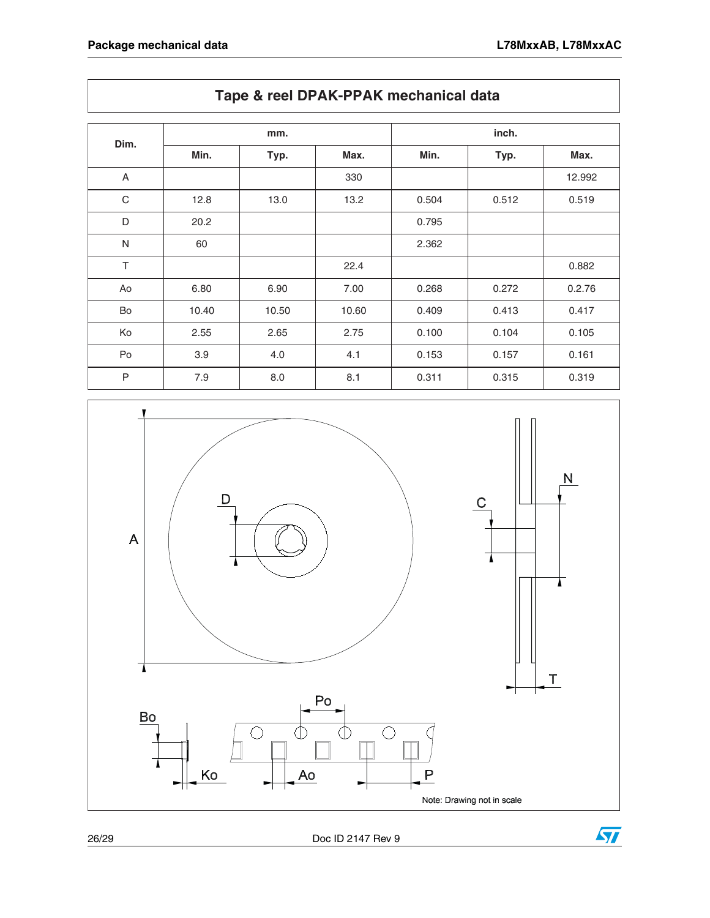## Tape & reel DPAK-PPAK mechanical data

| Dim. | mm. | | | inch. | | |
|---|---|---|---|---|---|---|
| | Min. | Typ. | Max. | Min. | Typ. | Max. |
| A | | | 330 | | | 12.992 |
| C | 12.8 | 13.0 | 13.2 | 0.504 | 0.512 | 0.519 |
| D | 20.2 | | | 0.795 | | |
| N | 60 | | | 2.362 | | |
| T | | | 22.4 | | | 0.882 |
| Ao | 6.80 | 6.90 | 7.00 | 0.268 | 0.272 | 0.2.76 |
| Bo | 10.40 | 10.50 | 10.60 | 0.409 | 0.413 | 0.417 |
| Ko | 2.55 | 2.65 | 2.75 | 0.100 | 0.104 | 0.105 |
| Po | 3.9 | 4.0 | 4.1 | 0.153 | 0.157 | 0.161 |
| P | 7.9 | 8.0 | 8.1 | 0.311 | 0.315 | 0.319 |

Note: Drawing not in scale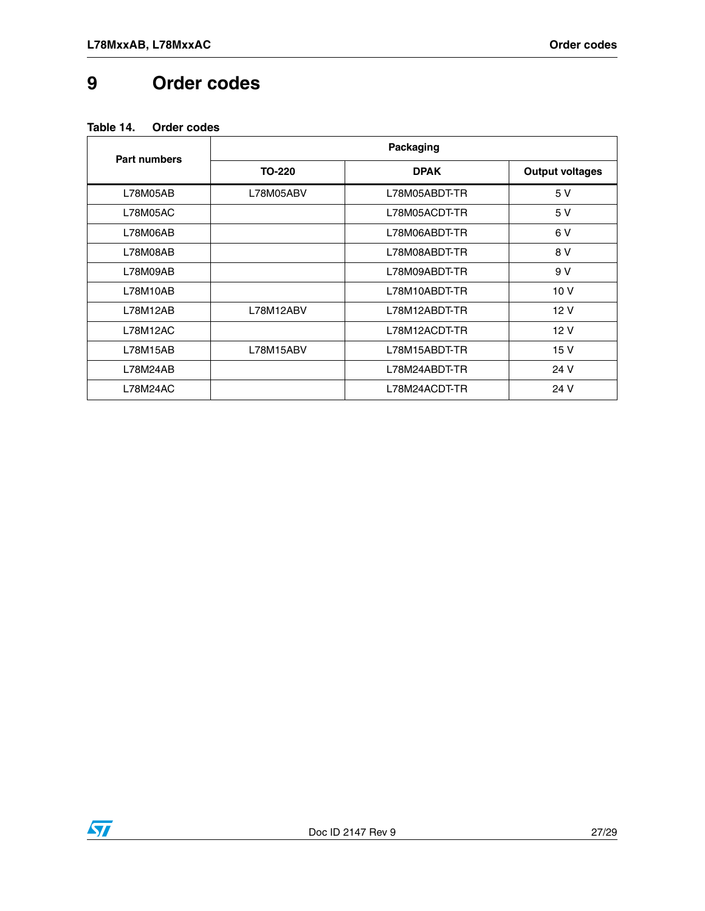# 9 Order codes

**Table 14. Order codes**

| Part numbers | Packaging | | |
|---|---|---|---|
| | **TO-220** | **DPAK** | **Output voltages** |
| L78M05AB | L78M05ABV | L78M05ABDT-TR | 5 V |
| L78M05AC | | L78M05ACDT-TR | 5 V |
| L78M06AB | | L78M06ABDT-TR | 6 V |
| L78M08AB | | L78M08ABDT-TR | 8 V |
| L78M09AB | | L78M09ABDT-TR | 9 V |
| L78M10AB | | L78M10ABDT-TR | 10 V |
| L78M12AB | L78M12ABV | L78M12ABDT-TR | 12 V |
| L78M12AC | | L78M12ACDT-TR | 12 V |
| L78M15AB | L78M15ABV | L78M15ABDT-TR | 15 V |
| L78M24AB | | L78M24ABDT-TR | 24 V |
| L78M24AC | | L78M24ACDT-TR | 24 V |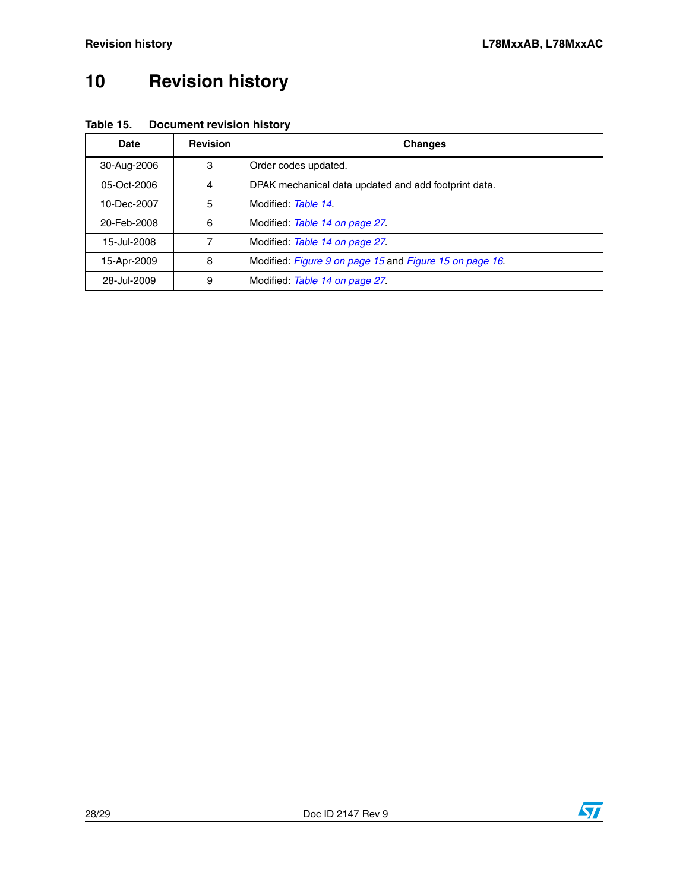# 10 Revision history

**Table 15. Document revision history**

| Date | Revision | Changes |
|---|---|---|
| 30-Aug-2006 | 3 | Order codes updated. |
| 05-Oct-2006 | 4 | DPAK mechanical data updated and add footprint data. |
| 10-Dec-2007 | 5 | Modified: *Table 14*. |
| 20-Feb-2008 | 6 | Modified: *Table 14 on page 27*. |
| 15-Jul-2008 | 7 | Modified: *Table 14 on page 27*. |
| 15-Apr-2009 | 8 | Modified: *Figure 9 on page 15* and *Figure 15 on page 16*. |
| 28-Jul-2009 | 9 | Modified: *Table 14 on page 27*. |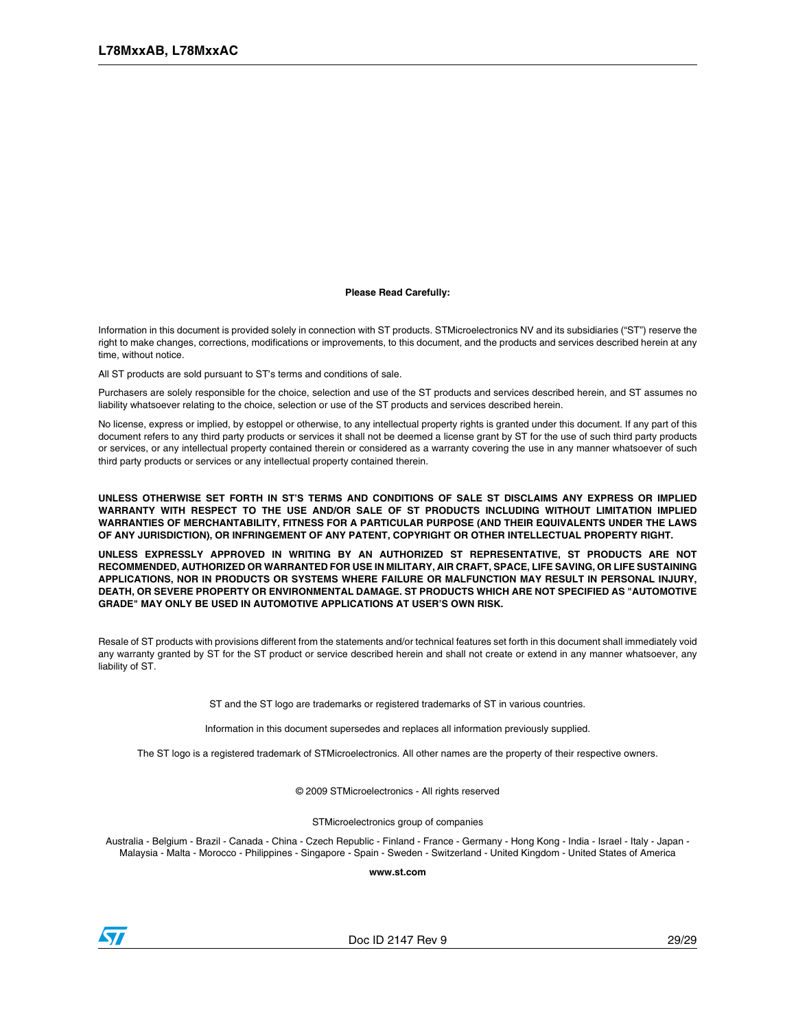**Please Read Carefully:**

Information in this document is provided solely in connection with ST products. STMicroelectronics NV and its subsidiaries (“ST”) reserve the right to make changes, corrections, modifications or improvements, to this document, and the products and services described herein at any time, without notice.

All ST products are sold pursuant to ST’s terms and conditions of sale.

Purchasers are solely responsible for the choice, selection and use of the ST products and services described herein, and ST assumes no liability whatsoever relating to the choice, selection or use of the ST products and services described herein.

No license, express or implied, by estoppel or otherwise, to any intellectual property rights is granted under this document. If any part of this document refers to any third party products or services it shall not be deemed a license grant by ST for the use of such third party products or services, or any intellectual property contained therein or considered as a warranty covering the use in any manner whatsoever of such third party products or services or any intellectual property contained therein.

**UNLESS OTHERWISE SET FORTH IN ST’S TERMS AND CONDITIONS OF SALE ST DISCLAIMS ANY EXPRESS OR IMPLIED WARRANTY WITH RESPECT TO THE USE AND/OR SALE OF ST PRODUCTS INCLUDING WITHOUT LIMITATION IMPLIED WARRANTIES OF MERCHANTABILITY, FITNESS FOR A PARTICULAR PURPOSE (AND THEIR EQUIVALENTS UNDER THE LAWS OF ANY JURISDICTION), OR INFRINGEMENT OF ANY PATENT, COPYRIGHT OR OTHER INTELLECTUAL PROPERTY RIGHT.**

**UNLESS EXPRESSLY APPROVED IN WRITING BY AN AUTHORIZED ST REPRESENTATIVE, ST PRODUCTS ARE NOT RECOMMENDED, AUTHORIZED OR WARRANTED FOR USE IN MILITARY, AIR CRAFT, SPACE, LIFE SAVING, OR LIFE SUSTAINING APPLICATIONS, NOR IN PRODUCTS OR SYSTEMS WHERE FAILURE OR MALFUNCTION MAY RESULT IN PERSONAL INJURY, DEATH, OR SEVERE PROPERTY OR ENVIRONMENTAL DAMAGE. ST PRODUCTS WHICH ARE NOT SPECIFIED AS "AUTOMOTIVE GRADE" MAY ONLY BE USED IN AUTOMOTIVE APPLICATIONS AT USER’S OWN RISK.**

Resale of ST products with provisions different from the statements and/or technical features set forth in this document shall immediately void any warranty granted by ST for the ST product or service described herein and shall not create or extend in any manner whatsoever, any liability of ST.

ST and the ST logo are trademarks or registered trademarks of ST in various countries.

Information in this document supersedes and replaces all information previously supplied.

The ST logo is a registered trademark of STMicroelectronics. All other names are the property of their respective owners.

© 2009 STMicroelectronics - All rights reserved

STMicroelectronics group of companies

Australia - Belgium - Brazil - Canada - China - Czech Republic - Finland - France - Germany - Hong Kong - India - Israel - Italy - Japan - Malaysia - Malta - Morocco - Philippines - Singapore - Spain - Sweden - Switzerland - United Kingdom - United States of America

**www.st.com**